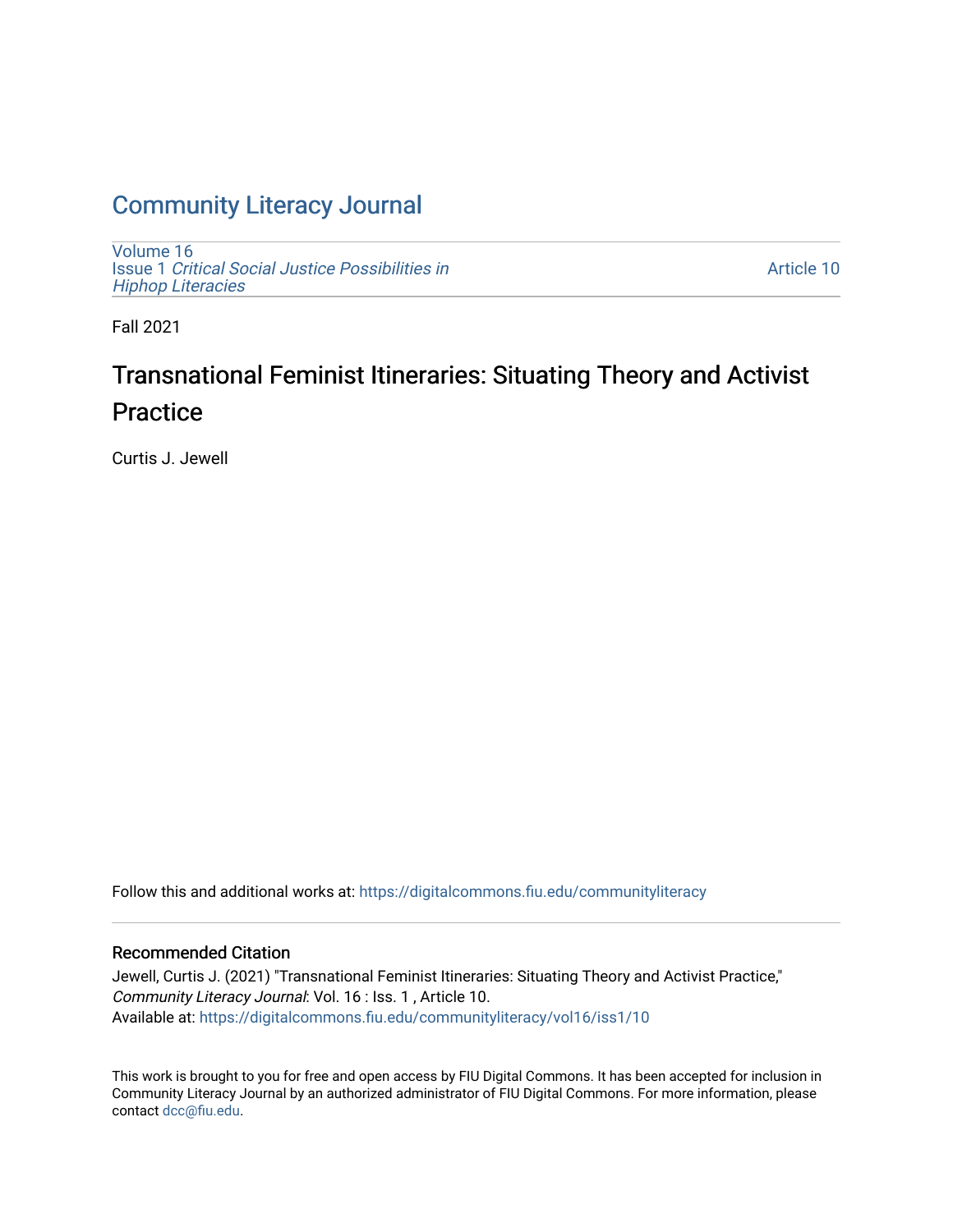# Community Literacy Journal

Volume 16
Issue 1 *Critical Social Justice Possibilities in Hiphop Literacies*

Article 10

Fall 2021

## Transnational Feminist Itineraries: Situating Theory and Activist Practice

Curtis J. Jewell

Follow this and additional works at: https://digitalcommons.fiu.edu/communityliteracy

### Recommended Citation

Jewell, Curtis J. (2021) "Transnational Feminist Itineraries: Situating Theory and Activist Practice," *Community Literacy Journal*: Vol. 16 : Iss. 1 , Article 10.
Available at: https://digitalcommons.fiu.edu/communityliteracy/vol16/iss1/10

This work is brought to you for free and open access by FIU Digital Commons. It has been accepted for inclusion in Community Literacy Journal by an authorized administrator of FIU Digital Commons. For more information, please contact dcc@fiu.edu.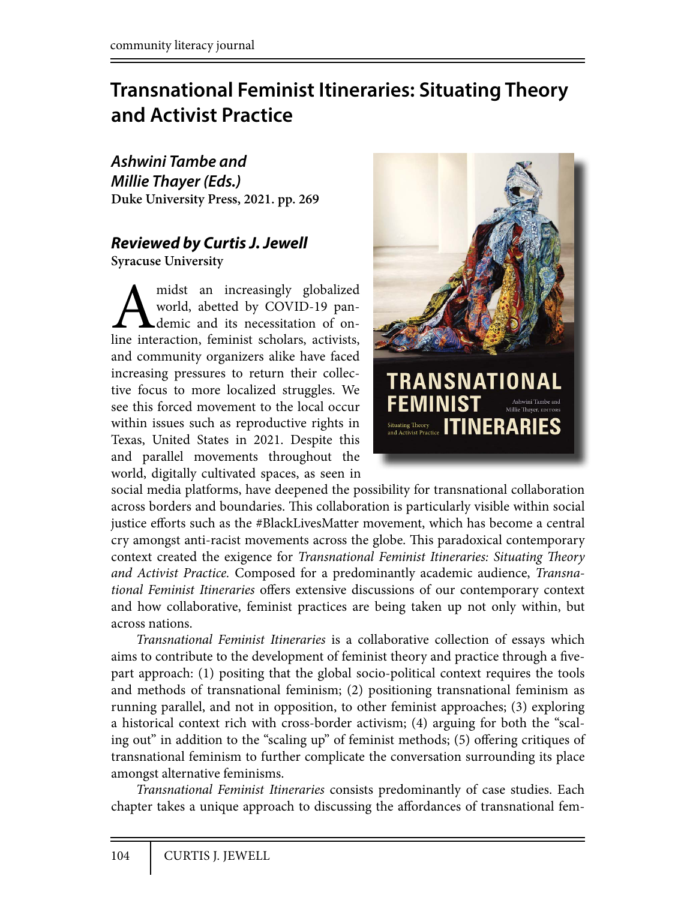# Transnational Feminist Itineraries: Situating Theory and Activist Practice

***Ashwini Tambe and Millie Thayer (Eds.)***
**Duke University Press, 2021. pp. 269**

***Reviewed by Curtis J. Jewell***
**Syracuse University**

Amidst an increasingly globalized world, abetted by COVID-19 pandemic and its necessitation of online interaction, feminist scholars, activists, and community organizers alike have faced increasing pressures to return their collective focus to more localized struggles. We see this forced movement to the local occur within issues such as reproductive rights in Texas, United States in 2021. Despite this and parallel movements throughout the world, digitally cultivated spaces, as seen in social media platforms, have deepened the possibility for transnational collaboration across borders and boundaries. This collaboration is particularly visible within social justice efforts such as the #BlackLivesMatter movement, which has become a central cry amongst anti-racist movements across the globe. This paradoxical contemporary context created the exigence for *Transnational Feminist Itineraries: Situating Theory and Activist Practice*. Composed for a predominantly academic audience, *Transnational Feminist Itineraries* offers extensive discussions of our contemporary context and how collaborative, feminist practices are being taken up not only within, but across nations.

*Transnational Feminist Itineraries* is a collaborative collection of essays which aims to contribute to the development of feminist theory and practice through a five-part approach: (1) positing that the global socio-political context requires the tools and methods of transnational feminism; (2) positioning transnational feminism as running parallel, and not in opposition, to other feminist approaches; (3) exploring a historical context rich with cross-border activism; (4) arguing for both the "scaling out" in addition to the "scaling up" of feminist methods; (5) offering critiques of transnational feminism to further complicate the conversation surrounding its place amongst alternative feminisms.

*Transnational Feminist Itineraries* consists predominantly of case studies. Each chapter takes a unique approach to discussing the affordances of transnational fem-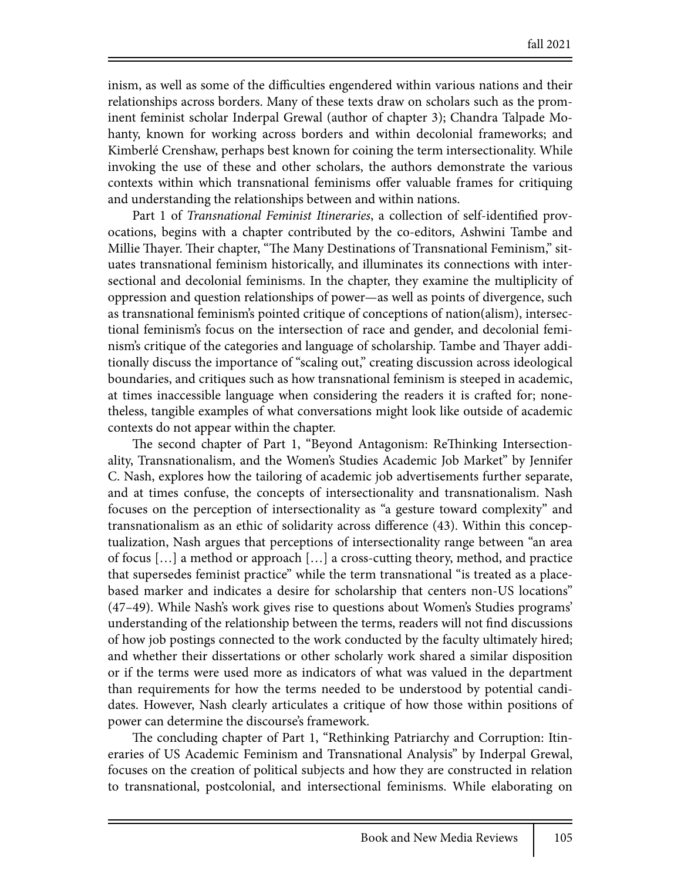inism, as well as some of the difficulties engendered within various nations and their relationships across borders. Many of these texts draw on scholars such as the prominent feminist scholar Inderpal Grewal (author of chapter 3); Chandra Talpade Mohanty, known for working across borders and within decolonial frameworks; and Kimberlé Crenshaw, perhaps best known for coining the term intersectionality. While invoking the use of these and other scholars, the authors demonstrate the various contexts within which transnational feminisms offer valuable frames for critiquing and understanding the relationships between and within nations.

Part 1 of *Transnational Feminist Itineraries*, a collection of self-identified provocations, begins with a chapter contributed by the co-editors, Ashwini Tambe and Millie Thayer. Their chapter, "The Many Destinations of Transnational Feminism," situates transnational feminism historically, and illuminates its connections with intersectional and decolonial feminisms. In the chapter, they examine the multiplicity of oppression and question relationships of power—as well as points of divergence, such as transnational feminism's pointed critique of conceptions of nation(alism), intersectional feminism's focus on the intersection of race and gender, and decolonial feminism's critique of the categories and language of scholarship. Tambe and Thayer additionally discuss the importance of "scaling out," creating discussion across ideological boundaries, and critiques such as how transnational feminism is steeped in academic, at times inaccessible language when considering the readers it is crafted for; nonetheless, tangible examples of what conversations might look like outside of academic contexts do not appear within the chapter.

The second chapter of Part 1, "Beyond Antagonism: ReThinking Intersectionality, Transnationalism, and the Women's Studies Academic Job Market" by Jennifer C. Nash, explores how the tailoring of academic job advertisements further separate, and at times confuse, the concepts of intersectionality and transnationalism. Nash focuses on the perception of intersectionality as "a gesture toward complexity" and transnationalism as an ethic of solidarity across difference (43). Within this conceptualization, Nash argues that perceptions of intersectionality range between "an area of focus […] a method or approach […] a cross-cutting theory, method, and practice that supersedes feminist practice" while the term transnational "is treated as a place-based marker and indicates a desire for scholarship that centers non-US locations" (47–49). While Nash's work gives rise to questions about Women's Studies programs' understanding of the relationship between the terms, readers will not find discussions of how job postings connected to the work conducted by the faculty ultimately hired; and whether their dissertations or other scholarly work shared a similar disposition or if the terms were used more as indicators of what was valued in the department than requirements for how the terms needed to be understood by potential candidates. However, Nash clearly articulates a critique of how those within positions of power can determine the discourse's framework.

The concluding chapter of Part 1, "Rethinking Patriarchy and Corruption: Itineraries of US Academic Feminism and Transnational Analysis" by Inderpal Grewal, focuses on the creation of political subjects and how they are constructed in relation to transnational, postcolonial, and intersectional feminisms. While elaborating on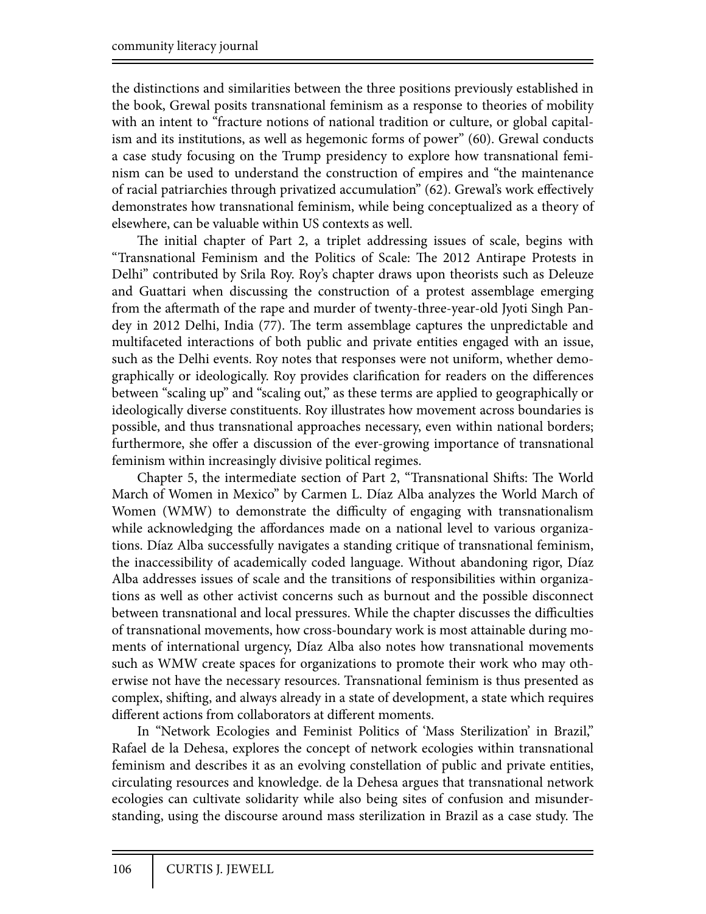the distinctions and similarities between the three positions previously established in the book, Grewal posits transnational feminism as a response to theories of mobility with an intent to "fracture notions of national tradition or culture, or global capitalism and its institutions, as well as hegemonic forms of power" (60). Grewal conducts a case study focusing on the Trump presidency to explore how transnational feminism can be used to understand the construction of empires and "the maintenance of racial patriarchies through privatized accumulation" (62). Grewal's work effectively demonstrates how transnational feminism, while being conceptualized as a theory of elsewhere, can be valuable within US contexts as well.

The initial chapter of Part 2, a triplet addressing issues of scale, begins with "Transnational Feminism and the Politics of Scale: The 2012 Antirape Protests in Delhi" contributed by Srila Roy. Roy's chapter draws upon theorists such as Deleuze and Guattari when discussing the construction of a protest assemblage emerging from the aftermath of the rape and murder of twenty-three-year-old Jyoti Singh Pandey in 2012 Delhi, India (77). The term assemblage captures the unpredictable and multifaceted interactions of both public and private entities engaged with an issue, such as the Delhi events. Roy notes that responses were not uniform, whether demographically or ideologically. Roy provides clarification for readers on the differences between "scaling up" and "scaling out," as these terms are applied to geographically or ideologically diverse constituents. Roy illustrates how movement across boundaries is possible, and thus transnational approaches necessary, even within national borders; furthermore, she offer a discussion of the ever-growing importance of transnational feminism within increasingly divisive political regimes.

Chapter 5, the intermediate section of Part 2, "Transnational Shifts: The World March of Women in Mexico" by Carmen L. Díaz Alba analyzes the World March of Women (WMW) to demonstrate the difficulty of engaging with transnationalism while acknowledging the affordances made on a national level to various organizations. Díaz Alba successfully navigates a standing critique of transnational feminism, the inaccessibility of academically coded language. Without abandoning rigor, Díaz Alba addresses issues of scale and the transitions of responsibilities within organizations as well as other activist concerns such as burnout and the possible disconnect between transnational and local pressures. While the chapter discusses the difficulties of transnational movements, how cross-boundary work is most attainable during moments of international urgency, Díaz Alba also notes how transnational movements such as WMW create spaces for organizations to promote their work who may otherwise not have the necessary resources. Transnational feminism is thus presented as complex, shifting, and always already in a state of development, a state which requires different actions from collaborators at different moments.

In "Network Ecologies and Feminist Politics of 'Mass Sterilization' in Brazil," Rafael de la Dehesa, explores the concept of network ecologies within transnational feminism and describes it as an evolving constellation of public and private entities, circulating resources and knowledge. de la Dehesa argues that transnational network ecologies can cultivate solidarity while also being sites of confusion and misunderstanding, using the discourse around mass sterilization in Brazil as a case study. The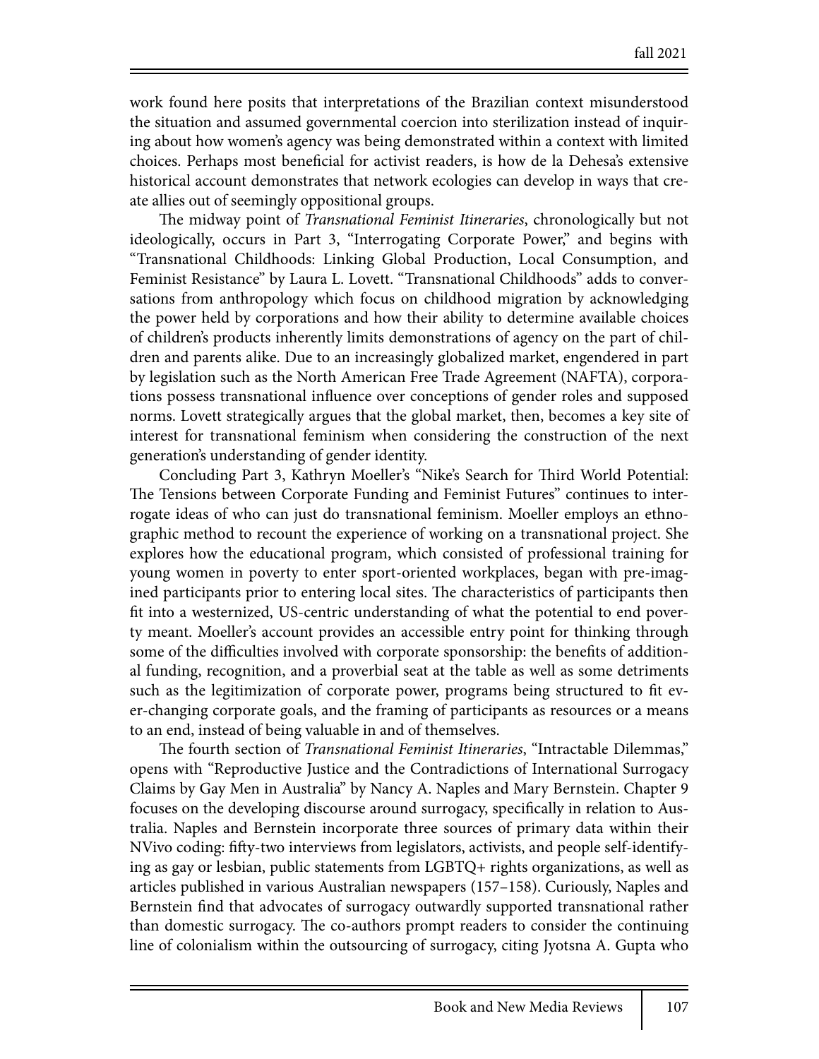work found here posits that interpretations of the Brazilian context misunderstood the situation and assumed governmental coercion into sterilization instead of inquiring about how women's agency was being demonstrated within a context with limited choices. Perhaps most beneficial for activist readers, is how de la Dehesa's extensive historical account demonstrates that network ecologies can develop in ways that create allies out of seemingly oppositional groups.

The midway point of *Transnational Feminist Itineraries*, chronologically but not ideologically, occurs in Part 3, "Interrogating Corporate Power," and begins with "Transnational Childhoods: Linking Global Production, Local Consumption, and Feminist Resistance" by Laura L. Lovett. "Transnational Childhoods" adds to conversations from anthropology which focus on childhood migration by acknowledging the power held by corporations and how their ability to determine available choices of children's products inherently limits demonstrations of agency on the part of children and parents alike. Due to an increasingly globalized market, engendered in part by legislation such as the North American Free Trade Agreement (NAFTA), corporations possess transnational influence over conceptions of gender roles and supposed norms. Lovett strategically argues that the global market, then, becomes a key site of interest for transnational feminism when considering the construction of the next generation's understanding of gender identity.

Concluding Part 3, Kathryn Moeller's "Nike's Search for Third World Potential: The Tensions between Corporate Funding and Feminist Futures" continues to interrogate ideas of who can just do transnational feminism. Moeller employs an ethnographic method to recount the experience of working on a transnational project. She explores how the educational program, which consisted of professional training for young women in poverty to enter sport-oriented workplaces, began with pre-imagined participants prior to entering local sites. The characteristics of participants then fit into a westernized, US-centric understanding of what the potential to end poverty meant. Moeller's account provides an accessible entry point for thinking through some of the difficulties involved with corporate sponsorship: the benefits of additional funding, recognition, and a proverbial seat at the table as well as some detriments such as the legitimization of corporate power, programs being structured to fit ever-changing corporate goals, and the framing of participants as resources or a means to an end, instead of being valuable in and of themselves.

The fourth section of *Transnational Feminist Itineraries*, "Intractable Dilemmas," opens with "Reproductive Justice and the Contradictions of International Surrogacy Claims by Gay Men in Australia" by Nancy A. Naples and Mary Bernstein. Chapter 9 focuses on the developing discourse around surrogacy, specifically in relation to Australia. Naples and Bernstein incorporate three sources of primary data within their NVivo coding: fifty-two interviews from legislators, activists, and people self-identifying as gay or lesbian, public statements from LGBTQ+ rights organizations, as well as articles published in various Australian newspapers (157–158). Curiously, Naples and Bernstein find that advocates of surrogacy outwardly supported transnational rather than domestic surrogacy. The co-authors prompt readers to consider the continuing line of colonialism within the outsourcing of surrogacy, citing Jyotsna A. Gupta who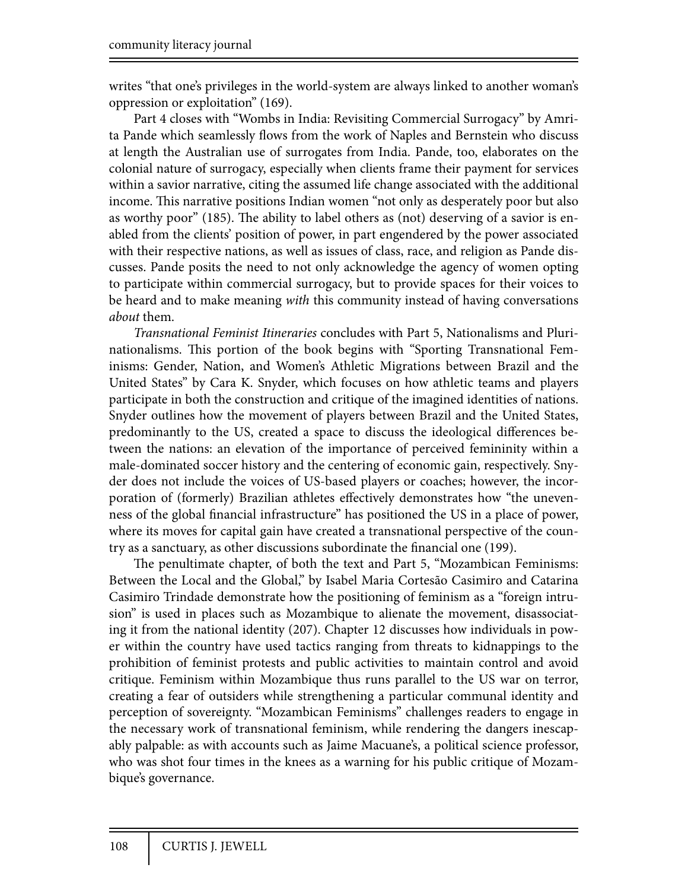writes "that one's privileges in the world-system are always linked to another woman's oppression or exploitation" (169).

Part 4 closes with "Wombs in India: Revisiting Commercial Surrogacy" by Amrita Pande which seamlessly flows from the work of Naples and Bernstein who discuss at length the Australian use of surrogates from India. Pande, too, elaborates on the colonial nature of surrogacy, especially when clients frame their payment for services within a savior narrative, citing the assumed life change associated with the additional income. This narrative positions Indian women "not only as desperately poor but also as worthy poor" (185). The ability to label others as (not) deserving of a savior is enabled from the clients' position of power, in part engendered by the power associated with their respective nations, as well as issues of class, race, and religion as Pande discusses. Pande posits the need to not only acknowledge the agency of women opting to participate within commercial surrogacy, but to provide spaces for their voices to be heard and to make meaning *with* this community instead of having conversations *about* them.

*Transnational Feminist Itineraries* concludes with Part 5, Nationalisms and Plurinationalisms. This portion of the book begins with "Sporting Transnational Feminisms: Gender, Nation, and Women's Athletic Migrations between Brazil and the United States" by Cara K. Snyder, which focuses on how athletic teams and players participate in both the construction and critique of the imagined identities of nations. Snyder outlines how the movement of players between Brazil and the United States, predominantly to the US, created a space to discuss the ideological differences between the nations: an elevation of the importance of perceived femininity within a male-dominated soccer history and the centering of economic gain, respectively. Snyder does not include the voices of US-based players or coaches; however, the incorporation of (formerly) Brazilian athletes effectively demonstrates how "the unevenness of the global financial infrastructure" has positioned the US in a place of power, where its moves for capital gain have created a transnational perspective of the country as a sanctuary, as other discussions subordinate the financial one (199).

The penultimate chapter, of both the text and Part 5, "Mozambican Feminisms: Between the Local and the Global," by Isabel Maria Cortesão Casimiro and Catarina Casimiro Trindade demonstrate how the positioning of feminism as a "foreign intrusion" is used in places such as Mozambique to alienate the movement, disassociating it from the national identity (207). Chapter 12 discusses how individuals in power within the country have used tactics ranging from threats to kidnappings to the prohibition of feminist protests and public activities to maintain control and avoid critique. Feminism within Mozambique thus runs parallel to the US war on terror, creating a fear of outsiders while strengthening a particular communal identity and perception of sovereignty. "Mozambican Feminisms" challenges readers to engage in the necessary work of transnational feminism, while rendering the dangers inescapably palpable: as with accounts such as Jaime Macuane's, a political science professor, who was shot four times in the knees as a warning for his public critique of Mozambique's governance.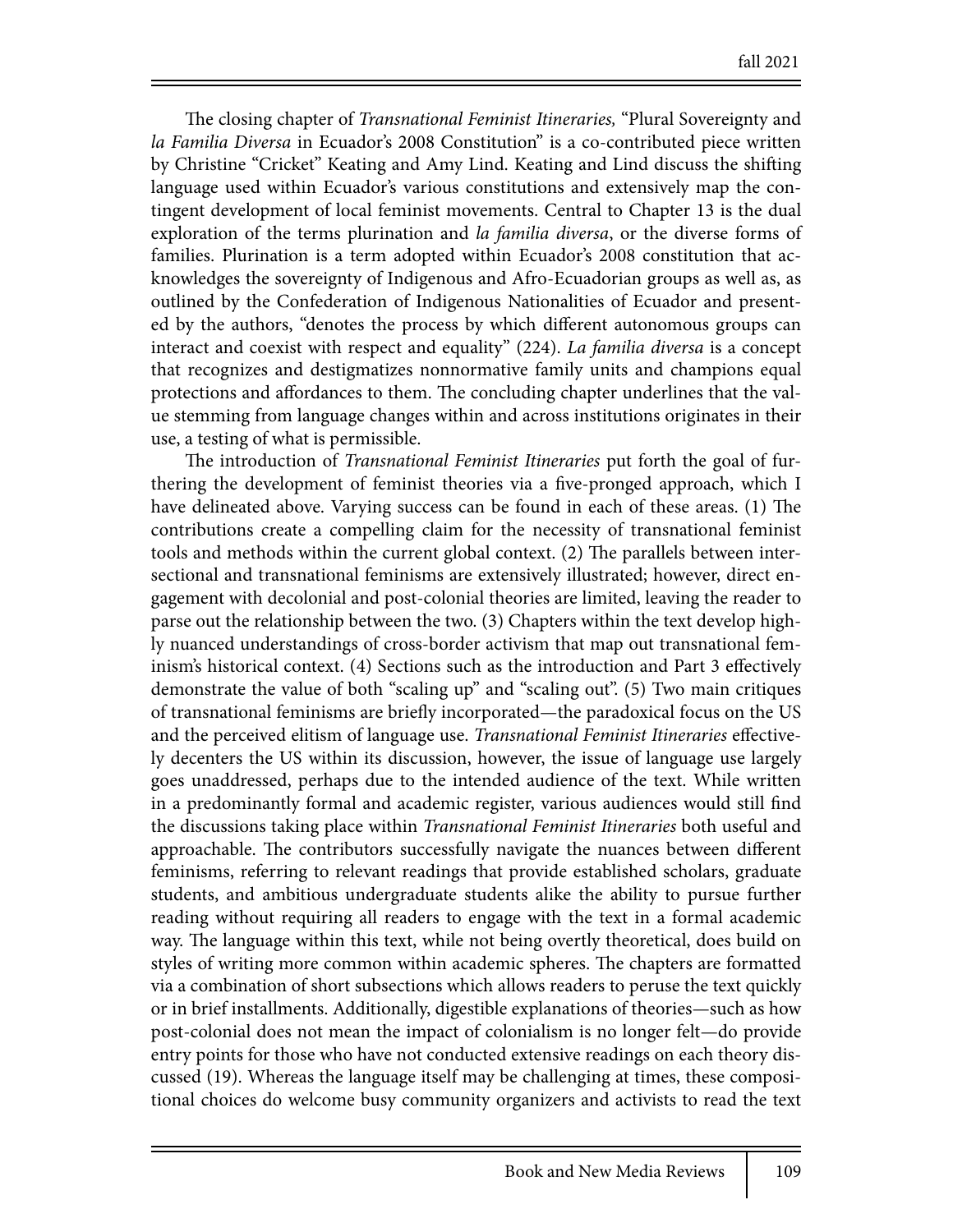The closing chapter of *Transnational Feminist Itineraries,* "Plural Sovereignty and *la Familia Diversa* in Ecuador's 2008 Constitution" is a co-contributed piece written by Christine "Cricket" Keating and Amy Lind. Keating and Lind discuss the shifting language used within Ecuador's various constitutions and extensively map the contingent development of local feminist movements. Central to Chapter 13 is the dual exploration of the terms plurination and *la familia diversa*, or the diverse forms of families. Plurination is a term adopted within Ecuador's 2008 constitution that acknowledges the sovereignty of Indigenous and Afro-Ecuadorian groups as well as, as outlined by the Confederation of Indigenous Nationalities of Ecuador and presented by the authors, "denotes the process by which different autonomous groups can interact and coexist with respect and equality" (224). *La familia diversa* is a concept that recognizes and destigmatizes nonnormative family units and champions equal protections and affordances to them. The concluding chapter underlines that the value stemming from language changes within and across institutions originates in their use, a testing of what is permissible.

The introduction of *Transnational Feminist Itineraries* put forth the goal of furthering the development of feminist theories via a five-pronged approach, which I have delineated above. Varying success can be found in each of these areas. (1) The contributions create a compelling claim for the necessity of transnational feminist tools and methods within the current global context. (2) The parallels between intersectional and transnational feminisms are extensively illustrated; however, direct engagement with decolonial and post-colonial theories are limited, leaving the reader to parse out the relationship between the two. (3) Chapters within the text develop highly nuanced understandings of cross-border activism that map out transnational feminism's historical context. (4) Sections such as the introduction and Part 3 effectively demonstrate the value of both "scaling up" and "scaling out". (5) Two main critiques of transnational feminisms are briefly incorporated—the paradoxical focus on the US and the perceived elitism of language use. *Transnational Feminist Itineraries* effectively decenters the US within its discussion, however, the issue of language use largely goes unaddressed, perhaps due to the intended audience of the text. While written in a predominantly formal and academic register, various audiences would still find the discussions taking place within *Transnational Feminist Itineraries* both useful and approachable. The contributors successfully navigate the nuances between different feminisms, referring to relevant readings that provide established scholars, graduate students, and ambitious undergraduate students alike the ability to pursue further reading without requiring all readers to engage with the text in a formal academic way. The language within this text, while not being overtly theoretical, does build on styles of writing more common within academic spheres. The chapters are formatted via a combination of short subsections which allows readers to peruse the text quickly or in brief installments. Additionally, digestible explanations of theories—such as how post-colonial does not mean the impact of colonialism is no longer felt—do provide entry points for those who have not conducted extensive readings on each theory discussed (19). Whereas the language itself may be challenging at times, these compositional choices do welcome busy community organizers and activists to read the text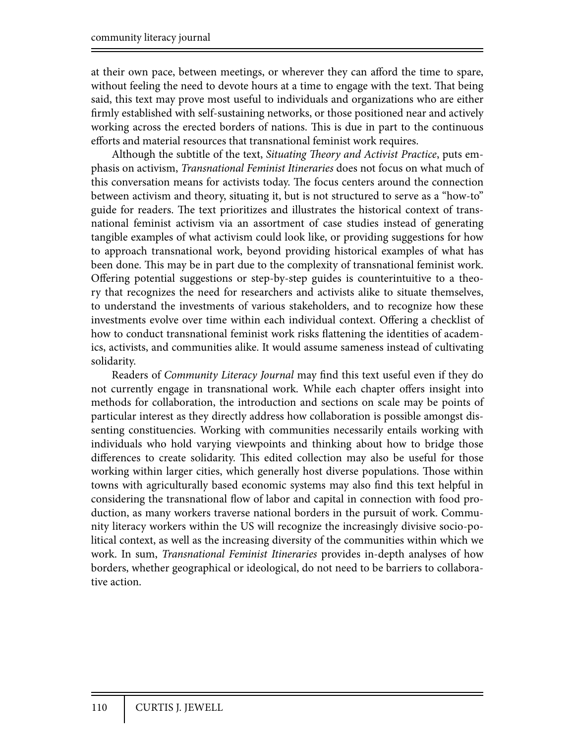at their own pace, between meetings, or wherever they can afford the time to spare, without feeling the need to devote hours at a time to engage with the text. That being said, this text may prove most useful to individuals and organizations who are either firmly established with self-sustaining networks, or those positioned near and actively working across the erected borders of nations. This is due in part to the continuous efforts and material resources that transnational feminist work requires.

Although the subtitle of the text, *Situating Theory and Activist Practice*, puts emphasis on activism, *Transnational Feminist Itineraries* does not focus on what much of this conversation means for activists today. The focus centers around the connection between activism and theory, situating it, but is not structured to serve as a "how-to" guide for readers. The text prioritizes and illustrates the historical context of transnational feminist activism via an assortment of case studies instead of generating tangible examples of what activism could look like, or providing suggestions for how to approach transnational work, beyond providing historical examples of what has been done. This may be in part due to the complexity of transnational feminist work. Offering potential suggestions or step-by-step guides is counterintuitive to a theory that recognizes the need for researchers and activists alike to situate themselves, to understand the investments of various stakeholders, and to recognize how these investments evolve over time within each individual context. Offering a checklist of how to conduct transnational feminist work risks flattening the identities of academics, activists, and communities alike. It would assume sameness instead of cultivating solidarity.

Readers of *Community Literacy Journal* may find this text useful even if they do not currently engage in transnational work. While each chapter offers insight into methods for collaboration, the introduction and sections on scale may be points of particular interest as they directly address how collaboration is possible amongst dissenting constituencies. Working with communities necessarily entails working with individuals who hold varying viewpoints and thinking about how to bridge those differences to create solidarity. This edited collection may also be useful for those working within larger cities, which generally host diverse populations. Those within towns with agriculturally based economic systems may also find this text helpful in considering the transnational flow of labor and capital in connection with food production, as many workers traverse national borders in the pursuit of work. Community literacy workers within the US will recognize the increasingly divisive socio-political context, as well as the increasing diversity of the communities within which we work. In sum, *Transnational Feminist Itineraries* provides in-depth analyses of how borders, whether geographical or ideological, do not need to be barriers to collaborative action.